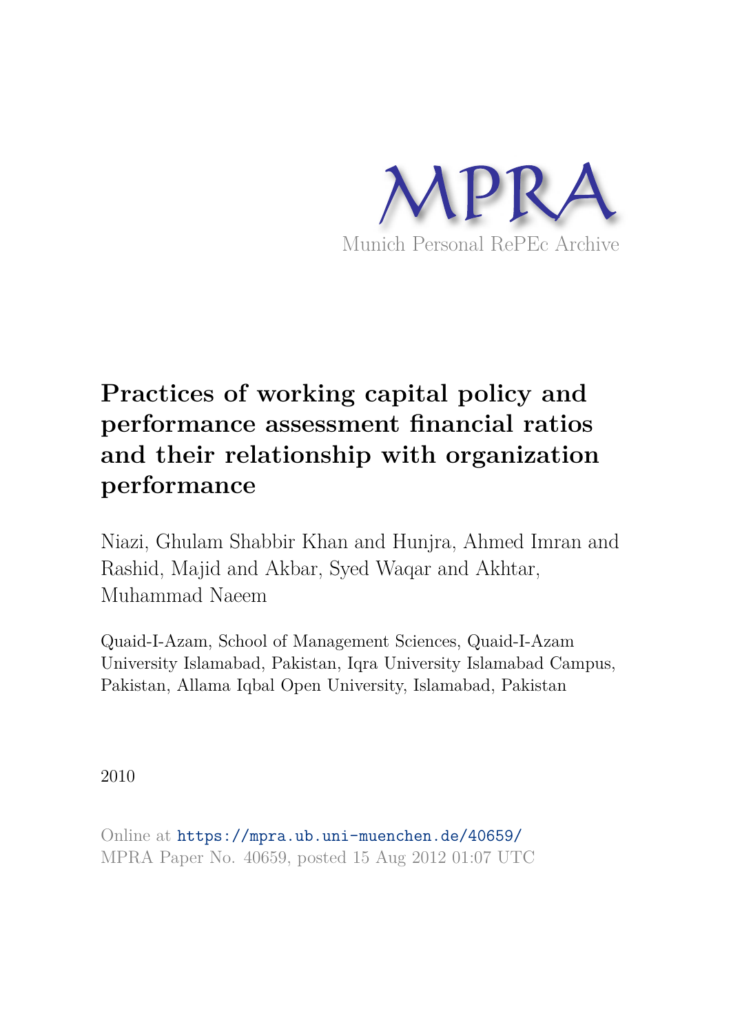MPRA

Munich Personal RePEc Archive

# Practices of working capital policy and performance assessment financial ratios and their relationship with organization performance

Niazi, Ghulam Shabbir Khan and Hunjra, Ahmed Imran and Rashid, Majid and Akbar, Syed Waqar and Akhtar, Muhammad Naeem

Quaid-I-Azam, School of Management Sciences, Quaid-I-Azam University Islamabad, Pakistan, Iqra University Islamabad Campus, Pakistan, Allama Iqbal Open University, Islamabad, Pakistan

2010

Online at https://mpra.ub.uni-muenchen.de/40659/
MPRA Paper No. 40659, posted 15 Aug 2012 01:07 UTC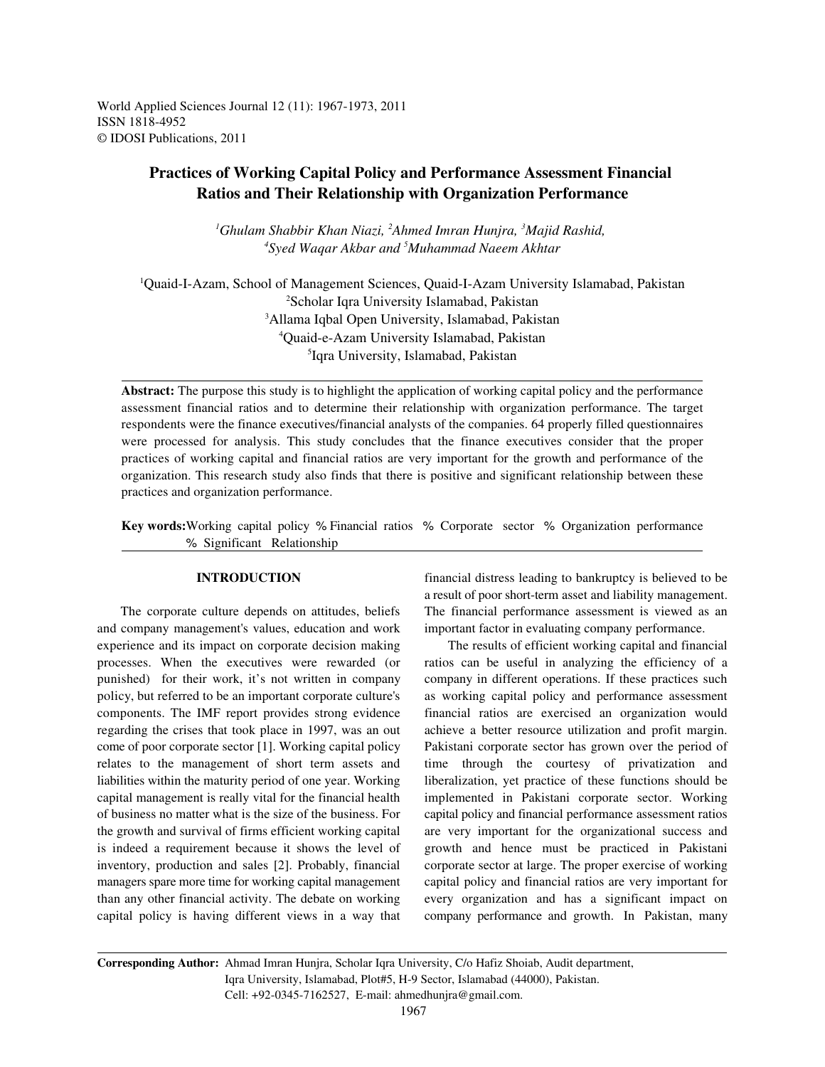World Applied Sciences Journal 12 (11): 1967-1973, 2011
ISSN 1818-4952
© IDOSI Publications, 2011

# Practices of Working Capital Policy and Performance Assessment Financial Ratios and Their Relationship with Organization Performance

*[1]Ghulam Shabbir Khan Niazi, [2]Ahmed Imran Hunjra, [3]Majid Rashid, [4]Syed Waqar Akbar and [5]Muhammad Naeem Akhtar*

[1]Quaid-I-Azam, School of Management Sciences, Quaid-I-Azam University Islamabad, Pakistan
[2]Scholar Iqra University Islamabad, Pakistan
[3]Allama Iqbal Open University, Islamabad, Pakistan
[4]Quaid-e-Azam University Islamabad, Pakistan
[5]Iqra University, Islamabad, Pakistan

**Abstract:** The purpose this study is to highlight the application of working capital policy and the performance assessment financial ratios and to determine their relationship with organization performance. The target respondents were the finance executives/financial analysts of the companies. 64 properly filled questionnaires were processed for analysis. This study concludes that the finance executives consider that the proper practices of working capital and financial ratios are very important for the growth and performance of the organization. This research study also finds that there is positive and significant relationship between these practices and organization performance.

**Key words:** Working capital policy % Financial ratios % Corporate sector % Organization performance % Significant Relationship

## INTRODUCTION

The corporate culture depends on attitudes, beliefs and company management's values, education and work experience and its impact on corporate decision making processes. When the executives were rewarded (or punished) for their work, it's not written in company policy, but referred to be an important corporate culture's components. The IMF report provides strong evidence regarding the crises that took place in 1997, was an out come of poor corporate sector [1]. Working capital policy relates to the management of short term assets and liabilities within the maturity period of one year. Working capital management is really vital for the financial health of business no matter what is the size of the business. For the growth and survival of firms efficient working capital is indeed a requirement because it shows the level of inventory, production and sales [2]. Probably, financial managers spare more time for working capital management than any other financial activity. The debate on working capital policy is having different views in a way that financial distress leading to bankruptcy is believed to be a result of poor short-term asset and liability management. The financial performance assessment is viewed as an important factor in evaluating company performance.

The results of efficient working capital and financial ratios can be useful in analyzing the efficiency of a company in different operations. If these practices such as working capital policy and performance assessment financial ratios are exercised an organization would achieve a better resource utilization and profit margin. Pakistani corporate sector has grown over the period of time through the courtesy of privatization and liberalization, yet practice of these functions should be implemented in Pakistani corporate sector. Working capital policy and financial performance assessment ratios are very important for the organizational success and growth and hence must be practiced in Pakistani corporate sector at large. The proper exercise of working capital policy and financial ratios are very important for every organization and has a significant impact on company performance and growth. In Pakistan, many

**Corresponding Author:** Ahmad Imran Hunjra, Scholar Iqra University, C/o Hafiz Shoiab, Audit department, Iqra University, Islamabad, Plot#5, H-9 Sector, Islamabad (44000), Pakistan. Cell: +92-0345-7162527, E-mail: ahmedhunjra@gmail.com.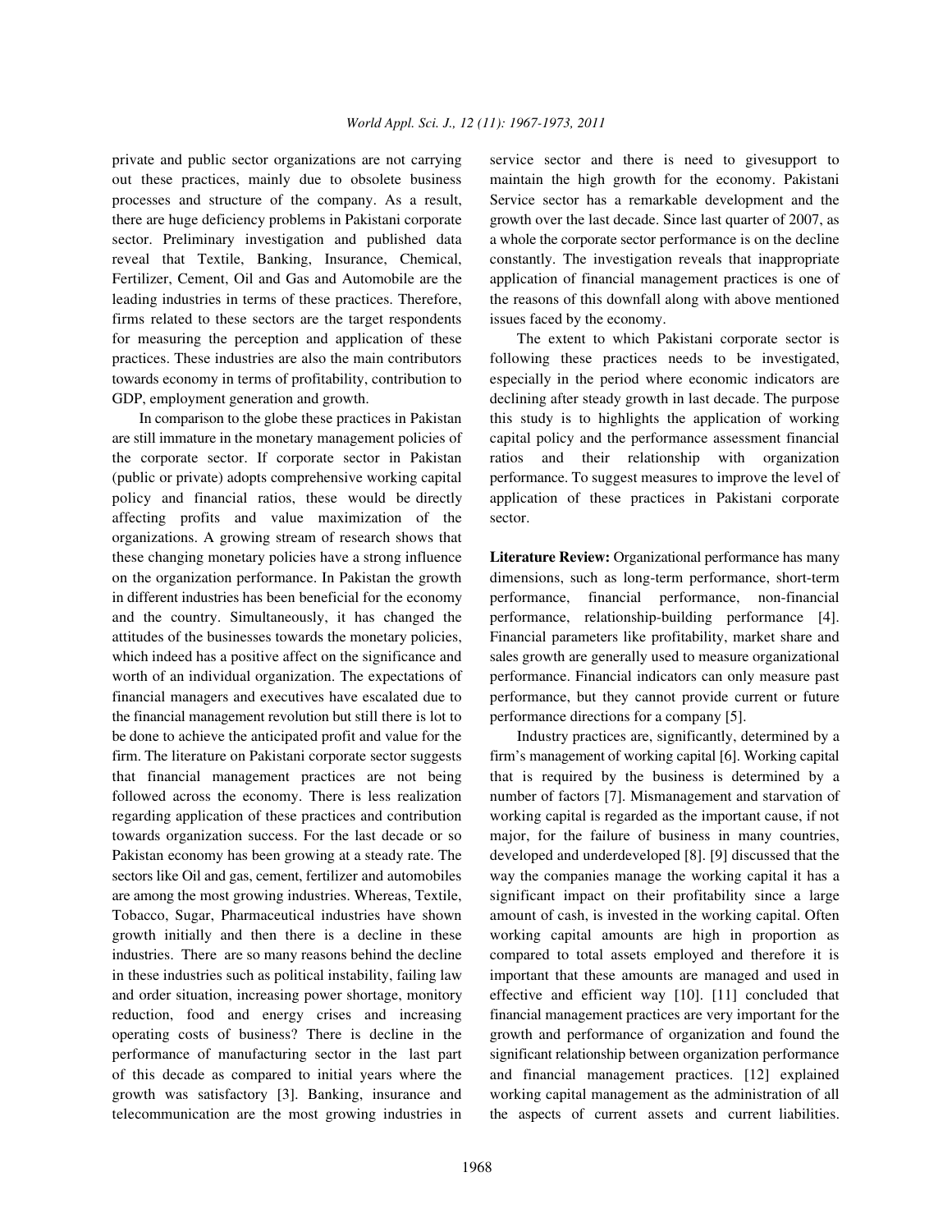private and public sector organizations are not carrying out these practices, mainly due to obsolete business processes and structure of the company. As a result, there are huge deficiency problems in Pakistani corporate sector. Preliminary investigation and published data reveal that Textile, Banking, Insurance, Chemical, Fertilizer, Cement, Oil and Gas and Automobile are the leading industries in terms of these practices. Therefore, firms related to these sectors are the target respondents for measuring the perception and application of these practices. These industries are also the main contributors towards economy in terms of profitability, contribution to GDP, employment generation and growth.

In comparison to the globe these practices in Pakistan are still immature in the monetary management policies of the corporate sector. If corporate sector in Pakistan (public or private) adopts comprehensive working capital policy and financial ratios, these would be directly affecting profits and value maximization of the organizations. A growing stream of research shows that these changing monetary policies have a strong influence on the organization performance. In Pakistan the growth in different industries has been beneficial for the economy and the country. Simultaneously, it has changed the attitudes of the businesses towards the monetary policies, which indeed has a positive affect on the significance and worth of an individual organization. The expectations of financial managers and executives have escalated due to the financial management revolution but still there is lot to be done to achieve the anticipated profit and value for the firm. The literature on Pakistani corporate sector suggests that financial management practices are not being followed across the economy. There is less realization regarding application of these practices and contribution towards organization success. For the last decade or so Pakistan economy has been growing at a steady rate. The sectors like Oil and gas, cement, fertilizer and automobiles are among the most growing industries. Whereas, Textile, Tobacco, Sugar, Pharmaceutical industries have shown growth initially and then there is a decline in these industries. There are so many reasons behind the decline in these industries such as political instability, failing law and order situation, increasing power shortage, monitory reduction, food and energy crises and increasing operating costs of business? There is decline in the performance of manufacturing sector in the last part of this decade as compared to initial years where the growth was satisfactory [3]. Banking, insurance and telecommunication are the most growing industries in service sector and there is need to givesupport to maintain the high growth for the economy. Pakistani Service sector has a remarkable development and the growth over the last decade. Since last quarter of 2007, as a whole the corporate sector performance is on the decline constantly. The investigation reveals that inappropriate application of financial management practices is one of the reasons of this downfall along with above mentioned issues faced by the economy.

The extent to which Pakistani corporate sector is following these practices needs to be investigated, especially in the period where economic indicators are declining after steady growth in last decade. The purpose this study is to highlights the application of working capital policy and the performance assessment financial ratios and their relationship with organization performance. To suggest measures to improve the level of application of these practices in Pakistani corporate sector.

**Literature Review:** Organizational performance has many dimensions, such as long-term performance, short-term performance, financial performance, non-financial performance, relationship-building performance [4]. Financial parameters like profitability, market share and sales growth are generally used to measure organizational performance. Financial indicators can only measure past performance, but they cannot provide current or future performance directions for a company [5].

Industry practices are, significantly, determined by a firm's management of working capital [6]. Working capital that is required by the business is determined by a number of factors [7]. Mismanagement and starvation of working capital is regarded as the important cause, if not major, for the failure of business in many countries, developed and underdeveloped [8]. [9] discussed that the way the companies manage the working capital it has a significant impact on their profitability since a large amount of cash, is invested in the working capital. Often working capital amounts are high in proportion as compared to total assets employed and therefore it is important that these amounts are managed and used in effective and efficient way [10]. [11] concluded that financial management practices are very important for the growth and performance of organization and found the significant relationship between organization performance and financial management practices. [12] explained working capital management as the administration of all the aspects of current assets and current liabilities.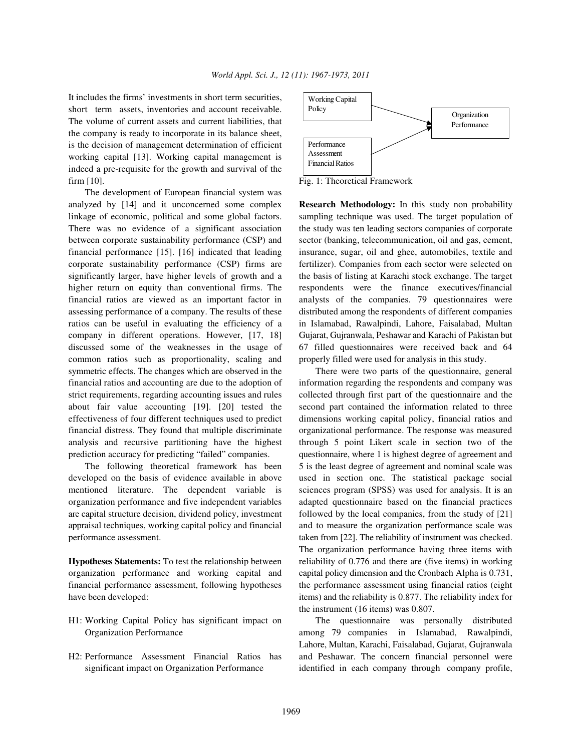It includes the firms' investments in short term securities, short term assets, inventories and account receivable. The volume of current assets and current liabilities, that the company is ready to incorporate in its balance sheet, is the decision of management determination of efficient working capital [13]. Working capital management is indeed a pre-requisite for the growth and survival of the firm [10].

The development of European financial system was analyzed by [14] and it unconcerned some complex linkage of economic, political and some global factors. There was no evidence of a significant association between corporate sustainability performance (CSP) and financial performance [15]. [16] indicated that leading corporate sustainability performance (CSP) firms are significantly larger, have higher levels of growth and a higher return on equity than conventional firms. The financial ratios are viewed as an important factor in assessing performance of a company. The results of these ratios can be useful in evaluating the efficiency of a company in different operations. However, [17, 18] discussed some of the weaknesses in the usage of common ratios such as proportionality, scaling and symmetric effects. The changes which are observed in the financial ratios and accounting are due to the adoption of strict requirements, regarding accounting issues and rules about fair value accounting [19]. [20] tested the effectiveness of four different techniques used to predict financial distress. They found that multiple discriminate analysis and recursive partitioning have the highest prediction accuracy for predicting "failed" companies.

The following theoretical framework has been developed on the basis of evidence available in above mentioned literature. The dependent variable is organization performance and five independent variables are capital structure decision, dividend policy, investment appraisal techniques, working capital policy and financial performance assessment.

**Hypotheses Statements:** To test the relationship between organization performance and working capital and financial performance assessment, following hypotheses have been developed:

- H1: Working Capital Policy has significant impact on Organization Performance
- H2: Performance Assessment Financial Ratios has significant impact on Organization Performance

Working Capital Policy → Organization Performance

Performance Assessment Financial Ratios → Organization Performance

Fig. 1: Theoretical Framework

**Research Methodology:** In this study non probability sampling technique was used. The target population of the study was ten leading sectors companies of corporate sector (banking, telecommunication, oil and gas, cement, insurance, sugar, oil and ghee, automobiles, textile and fertilizer). Companies from each sector were selected on the basis of listing at Karachi stock exchange. The target respondents were the finance executives/financial analysts of the companies. 79 questionnaires were distributed among the respondents of different companies in Islamabad, Rawalpindi, Lahore, Faisalabad, Multan Gujarat, Gujranwala, Peshawar and Karachi of Pakistan but 67 filled questionnaires were received back and 64 properly filled were used for analysis in this study.

There were two parts of the questionnaire, general information regarding the respondents and company was collected through first part of the questionnaire and the second part contained the information related to three dimensions working capital policy, financial ratios and organizational performance. The response was measured through 5 point Likert scale in section two of the questionnaire, where 1 is highest degree of agreement and 5 is the least degree of agreement and nominal scale was used in section one. The statistical package social sciences program (SPSS) was used for analysis. It is an adapted questionnaire based on the financial practices followed by the local companies, from the study of [21] and to measure the organization performance scale was taken from [22]. The reliability of instrument was checked. The organization performance having three items with reliability of 0.776 and there are (five items) in working capital policy dimension and the Cronbach Alpha is 0.731, the performance assessment using financial ratios (eight items) and the reliability is 0.877. The reliability index for the instrument (16 items) was 0.807.

The questionnaire was personally distributed among 79 companies in Islamabad, Rawalpindi, Lahore, Multan, Karachi, Faisalabad, Gujarat, Gujranwala and Peshawar. The concern financial personnel were identified in each company through company profile,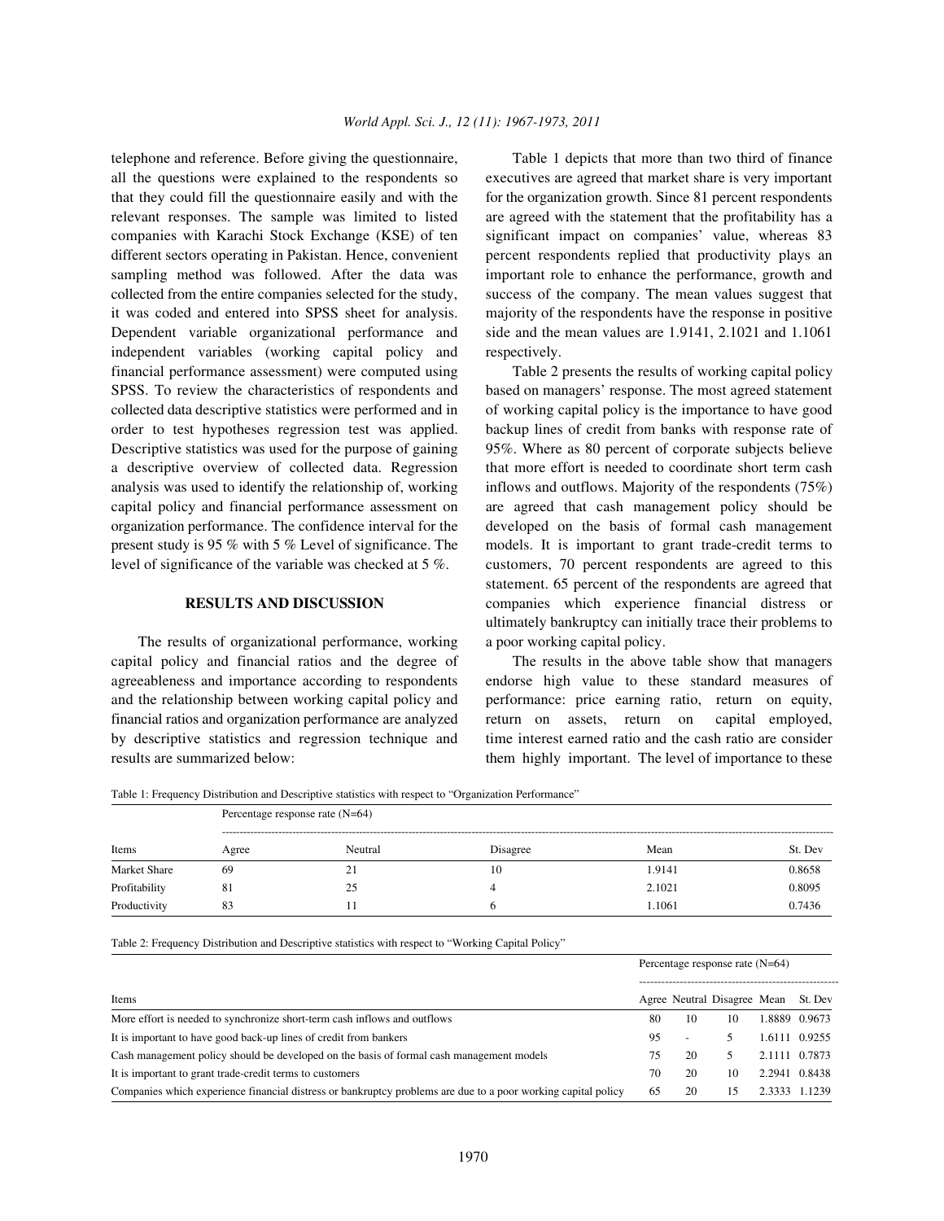telephone and reference. Before giving the questionnaire, all the questions were explained to the respondents so that they could fill the questionnaire easily and with the relevant responses. The sample was limited to listed companies with Karachi Stock Exchange (KSE) of ten different sectors operating in Pakistan. Hence, convenient sampling method was followed. After the data was collected from the entire companies selected for the study, it was coded and entered into SPSS sheet for analysis. Dependent variable organizational performance and independent variables (working capital policy and financial performance assessment) were computed using SPSS. To review the characteristics of respondents and collected data descriptive statistics were performed and in order to test hypotheses regression test was applied. Descriptive statistics was used for the purpose of gaining a descriptive overview of collected data. Regression analysis was used to identify the relationship of, working capital policy and financial performance assessment on organization performance. The confidence interval for the present study is 95 % with 5 % Level of significance. The level of significance of the variable was checked at 5 %.

## RESULTS AND DISCUSSION

The results of organizational performance, working capital policy and financial ratios and the degree of agreeableness and importance according to respondents and the relationship between working capital policy and financial ratios and organization performance are analyzed by descriptive statistics and regression technique and results are summarized below:

Table 1 depicts that more than two third of finance executives are agreed that market share is very important for the organization growth. Since 81 percent respondents are agreed with the statement that the profitability has a significant impact on companies' value, whereas 83 percent respondents replied that productivity plays an important role to enhance the performance, growth and success of the company. The mean values suggest that majority of the respondents have the response in positive side and the mean values are 1.9141, 2.1021 and 1.1061 respectively.

Table 2 presents the results of working capital policy based on managers' response. The most agreed statement of working capital policy is the importance to have good backup lines of credit from banks with response rate of 95%. Where as 80 percent of corporate subjects believe that more effort is needed to coordinate short term cash inflows and outflows. Majority of the respondents (75%) are agreed that cash management policy should be developed on the basis of formal cash management models. It is important to grant trade-credit terms to customers, 70 percent respondents are agreed to this statement. 65 percent of the respondents are agreed that companies which experience financial distress or ultimately bankruptcy can initially trace their problems to a poor working capital policy.

The results in the above table show that managers endorse high value to these standard measures of performance: price earning ratio, return on equity, return on assets, return on capital employed, time interest earned ratio and the cash ratio are consider them highly important. The level of importance to these

Table 1: Frequency Distribution and Descriptive statistics with respect to "Organization Performance"

| Items | Percentage response rate (N=64) | | | | |
|---|---|---|---|---|---|
| | Agree | Neutral | Disagree | Mean | St. Dev |
| Market Share | 69 | 21 | 10 | 1.9141 | 0.8658 |
| Profitability | 81 | 25 | 4 | 2.1021 | 0.8095 |
| Productivity | 83 | 11 | 6 | 1.1061 | 0.7436 |

Table 2: Frequency Distribution and Descriptive statistics with respect to "Working Capital Policy"

| Items | Percentage response rate (N=64) | | | | |
|---|---|---|---|---|---|
| | Agree | Neutral | Disagree | Mean | St. Dev |
| More effort is needed to synchronize short-term cash inflows and outflows | 80 | 10 | 10 | 1.8889 | 0.9673 |
| It is important to have good back-up lines of credit from bankers | 95 | - | 5 | 1.6111 | 0.9255 |
| Cash management policy should be developed on the basis of formal cash management models | 75 | 20 | 5 | 2.1111 | 0.7873 |
| It is important to grant trade-credit terms to customers | 70 | 20 | 10 | 2.2941 | 0.8438 |
| Companies which experience financial distress or bankruptcy problems are due to a poor working capital policy | 65 | 20 | 15 | 2.3333 | 1.1239 |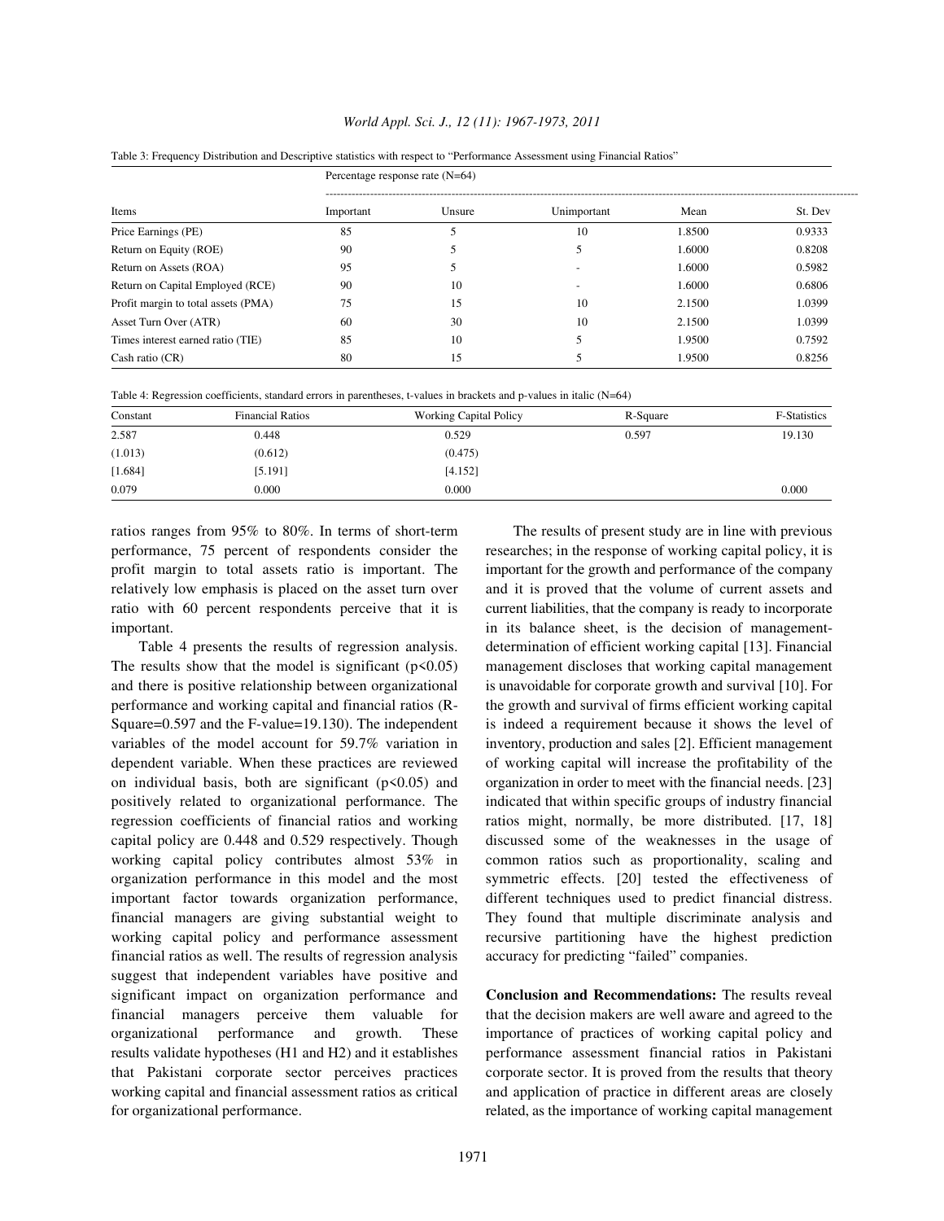Table 3: Frequency Distribution and Descriptive statistics with respect to "Performance Assessment using Financial Ratios"

| Items | Percentage response rate (N=64) | | | | |
|---|---|---|---|---|---|
| | Important | Unsure | Unimportant | Mean | St. Dev |
| Price Earnings (PE) | 85 | 5 | 10 | 1.8500 | 0.9333 |
| Return on Equity (ROE) | 90 | 5 | 5 | 1.6000 | 0.8208 |
| Return on Assets (ROA) | 95 | 5 | - | 1.6000 | 0.5982 |
| Return on Capital Employed (RCE) | 90 | 10 | - | 1.6000 | 0.6806 |
| Profit margin to total assets (PMA) | 75 | 15 | 10 | 2.1500 | 1.0399 |
| Asset Turn Over (ATR) | 60 | 30 | 10 | 2.1500 | 1.0399 |
| Times interest earned ratio (TIE) | 85 | 10 | 5 | 1.9500 | 0.7592 |
| Cash ratio (CR) | 80 | 15 | 5 | 1.9500 | 0.8256 |

Table 4: Regression coefficients, standard errors in parentheses, t-values in brackets and p-values in italic (N=64)

| Constant | Financial Ratios | Working Capital Policy | R-Square | F-Statistics |
|---|---|---|---|---|
| 2.587 | 0.448 | 0.529 | 0.597 | 19.130 |
| (1.013) | (0.612) | (0.475) | | |
| [1.684] | [5.191] | [4.152] | | |
| *0.079* | *0.000* | *0.000* | | *0.000* |

ratios ranges from 95% to 80%. In terms of short-term performance, 75 percent of respondents consider the profit margin to total assets ratio is important. The relatively low emphasis is placed on the asset turn over ratio with 60 percent respondents perceive that it is important.

Table 4 presents the results of regression analysis. The results show that the model is significant ($p<0.05$) and there is positive relationship between organizational performance and working capital and financial ratios (R-Square=0.597 and the F-value=19.130). The independent variables of the model account for 59.7% variation in dependent variable. When these practices are reviewed on individual basis, both are significant ($p<0.05$) and positively related to organizational performance. The regression coefficients of financial ratios and working capital policy are 0.448 and 0.529 respectively. Though working capital policy contributes almost 53% in organization performance in this model and the most important factor towards organization performance, financial managers are giving substantial weight to working capital policy and performance assessment financial ratios as well. The results of regression analysis suggest that independent variables have positive and significant impact on organization performance and financial managers perceive them valuable for organizational performance and growth. These results validate hypotheses (H1 and H2) and it establishes that Pakistani corporate sector perceives practices working capital and financial assessment ratios as critical for organizational performance.

The results of present study are in line with previous researches; in the response of working capital policy, it is important for the growth and performance of the company and it is proved that the volume of current assets and current liabilities, that the company is ready to incorporate in its balance sheet, is the decision of management-determination of efficient working capital [13]. Financial management discloses that working capital management is unavoidable for corporate growth and survival [10]. For the growth and survival of firms efficient working capital is indeed a requirement because it shows the level of inventory, production and sales [2]. Efficient management of working capital will increase the profitability of the organization in order to meet with the financial needs. [23] indicated that within specific groups of industry financial ratios might, normally, be more distributed. [17, 18] discussed some of the weaknesses in the usage of common ratios such as proportionality, scaling and symmetric effects. [20] tested the effectiveness of different techniques used to predict financial distress. They found that multiple discriminate analysis and recursive partitioning have the highest prediction accuracy for predicting "failed" companies.

**Conclusion and Recommendations:** The results reveal that the decision makers are well aware and agreed to the importance of practices of working capital policy and performance assessment financial ratios in Pakistani corporate sector. It is proved from the results that theory and application of practice in different areas are closely related, as the importance of working capital management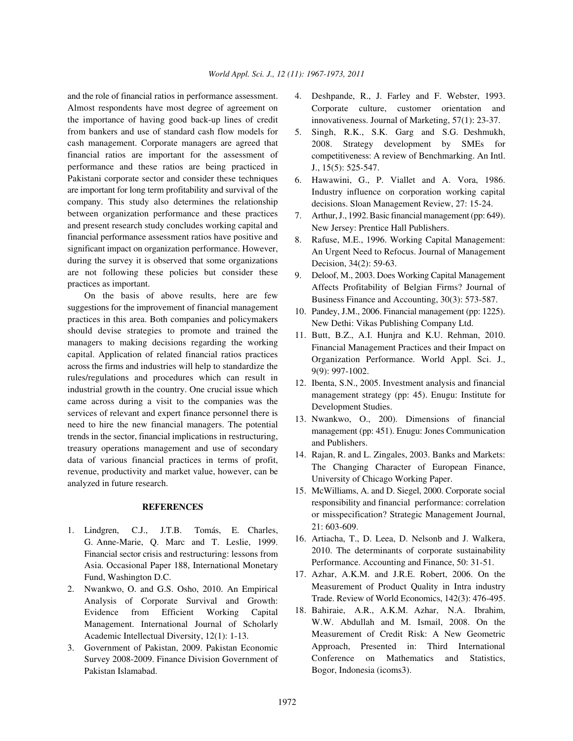and the role of financial ratios in performance assessment. Almost respondents have most degree of agreement on the importance of having good back-up lines of credit from bankers and use of standard cash flow models for cash management. Corporate managers are agreed that financial ratios are important for the assessment of performance and these ratios are being practiced in Pakistani corporate sector and consider these techniques are important for long term profitability and survival of the company. This study also determines the relationship between organization performance and these practices and present research study concludes working capital and financial performance assessment ratios have positive and significant impact on organization performance. However, during the survey it is observed that some organizations are not following these policies but consider these practices as important.

On the basis of above results, here are few suggestions for the improvement of financial management practices in this area. Both companies and policymakers should devise strategies to promote and trained the managers to making decisions regarding the working capital. Application of related financial ratios practices across the firms and industries will help to standardize the rules/regulations and procedures which can result in industrial growth in the country. One crucial issue which came across during a visit to the companies was the services of relevant and expert finance personnel there is need to hire the new financial managers. The potential trends in the sector, financial implications in restructuring, treasury operations management and use of secondary data of various financial practices in terms of profit, revenue, productivity and market value, however, can be analyzed in future research.

## REFERENCES

1. Lindgren, C.J., J.T.B. Tomás, E. Charles, G. Anne-Marie, Q. Marc and T. Leslie, 1999. Financial sector crisis and restructuring: lessons from Asia. Occasional Paper 188, International Monetary Fund, Washington D.C.
2. Nwankwo, O. and G.S. Osho, 2010. An Empirical Analysis of Corporate Survival and Growth: Evidence from Efficient Working Capital Management. International Journal of Scholarly Academic Intellectual Diversity, 12(1): 1-13.
3. Government of Pakistan, 2009. Pakistan Economic Survey 2008-2009. Finance Division Government of Pakistan Islamabad.
4. Deshpande, R., J. Farley and F. Webster, 1993. Corporate culture, customer orientation and innovativeness. Journal of Marketing, 57(1): 23-37.
5. Singh, R.K., S.K. Garg and S.G. Deshmukh, 2008. Strategy development by SMEs for competitiveness: A review of Benchmarking. An Intl. J., 15(5): 525-547.
6. Hawawini, G., P. Viallet and A. Vora, 1986. Industry influence on corporation working capital decisions. Sloan Management Review, 27: 15-24.
7. Arthur, J., 1992. Basic financial management (pp: 649). New Jersey: Prentice Hall Publishers.
8. Rafuse, M.E., 1996. Working Capital Management: An Urgent Need to Refocus. Journal of Management Decision, 34(2): 59-63.
9. Deloof, M., 2003. Does Working Capital Management Affects Profitability of Belgian Firms? Journal of Business Finance and Accounting, 30(3): 573-587.
10. Pandey, J.M., 2006. Financial management (pp: 1225). New Dethi: Vikas Publishing Company Ltd.
11. Butt, B.Z., A.I. Hunjra and K.U. Rehman, 2010. Financial Management Practices and their Impact on Organization Performance. World Appl. Sci. J., 9(9): 997-1002.
12. Ibenta, S.N., 2005. Investment analysis and financial management strategy (pp: 45). Enugu: Institute for Development Studies.
13. Nwankwo, O., 200). Dimensions of financial management (pp: 451). Enugu: Jones Communication and Publishers.
14. Rajan, R. and L. Zingales, 2003. Banks and Markets: The Changing Character of European Finance, University of Chicago Working Paper.
15. McWilliams, A. and D. Siegel, 2000. Corporate social responsibility and financial performance: correlation or misspecification? Strategic Management Journal, 21: 603-609.
16. Artiacha, T., D. Leea, D. Nelsonb and J. Walkera, 2010. The determinants of corporate sustainability Performance. Accounting and Finance, 50: 31-51.
17. Azhar, A.K.M. and J.R.E. Robert, 2006. On the Measurement of Product Quality in Intra industry Trade. Review of World Economics, 142(3): 476-495.
18. Bahiraie, A.R., A.K.M. Azhar, N.A. Ibrahim, W.W. Abdullah and M. Ismail, 2008. On the Measurement of Credit Risk: A New Geometric Approach, Presented in: Third International Conference on Mathematics and Statistics, Bogor, Indonesia (icoms3).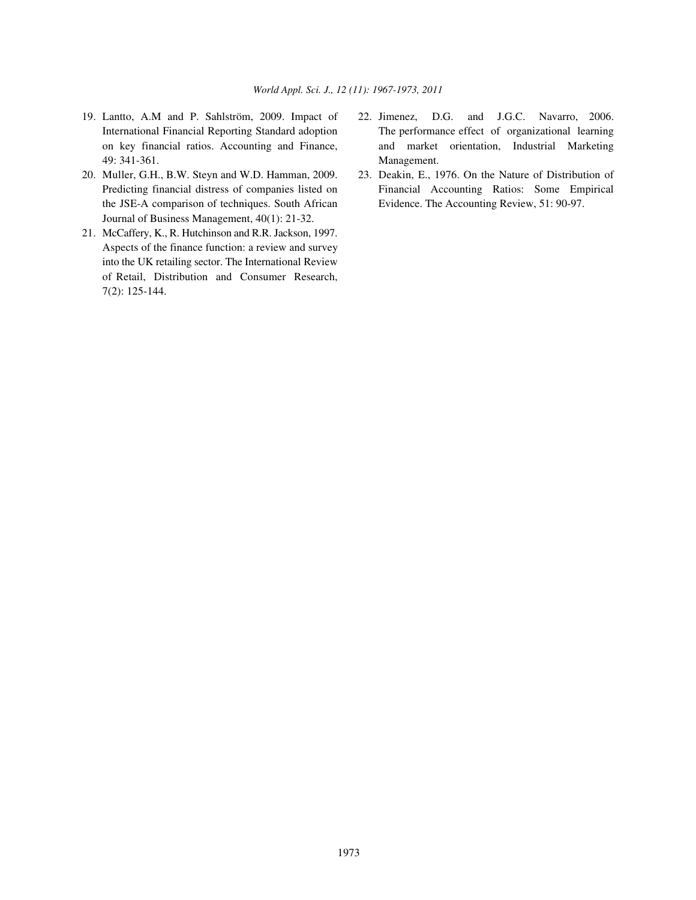19. Lantto, A.M and P. Sahlström, 2009. Impact of International Financial Reporting Standard adoption on key financial ratios. Accounting and Finance, 49: 341-361.
20. Muller, G.H., B.W. Steyn and W.D. Hamman, 2009. Predicting financial distress of companies listed on the JSE-A comparison of techniques. South African Journal of Business Management, 40(1): 21-32.
21. McCaffery, K., R. Hutchinson and R.R. Jackson, 1997. Aspects of the finance function: a review and survey into the UK retailing sector. The International Review of Retail, Distribution and Consumer Research, 7(2): 125-144.
22. Jimenez, D.G. and J.G.C. Navarro, 2006. The performance effect of organizational learning and market orientation, Industrial Marketing Management.
23. Deakin, E., 1976. On the Nature of Distribution of Financial Accounting Ratios: Some Empirical Evidence. The Accounting Review, 51: 90-97.